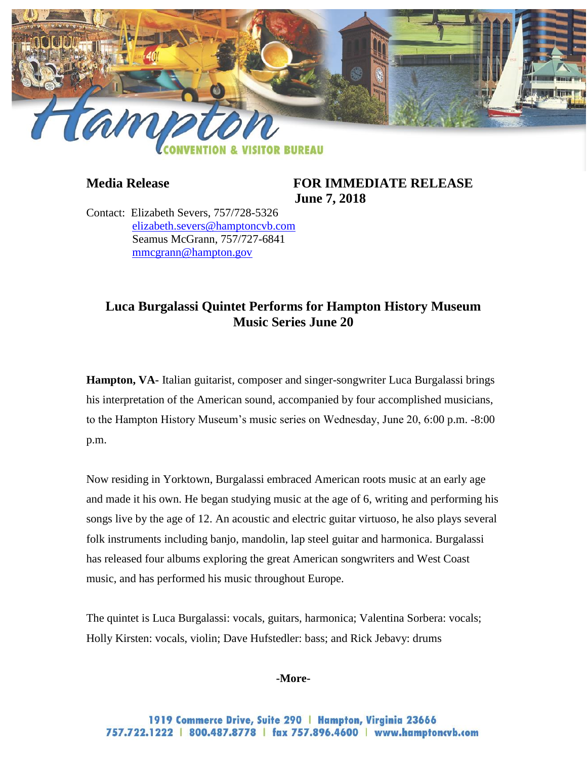Hampton

CONVENTION & VISITOR BUREAU

**Media Release** **FOR IMMEDIATE RELEASE**
**June 7, 2018**

Contact: Elizabeth Severs, 757/728-5326
elizabeth.severs@hamptoncvb.com
Seamus McGrann, 757/727-6841
mmcgrann@hampton.gov

## Luca Burgalassi Quintet Performs for Hampton History Museum Music Series June 20

**Hampton, VA-** Italian guitarist, composer and singer-songwriter Luca Burgalassi brings his interpretation of the American sound, accompanied by four accomplished musicians, to the Hampton History Museum's music series on Wednesday, June 20, 6:00 p.m. -8:00 p.m.

Now residing in Yorktown, Burgalassi embraced American roots music at an early age and made it his own. He began studying music at the age of 6, writing and performing his songs live by the age of 12. An acoustic and electric guitar virtuoso, he also plays several folk instruments including banjo, mandolin, lap steel guitar and harmonica. Burgalassi has released four albums exploring the great American songwriters and West Coast music, and has performed his music throughout Europe.

The quintet is Luca Burgalassi: vocals, guitars, harmonica; Valentina Sorbera: vocals; Holly Kirsten: vocals, violin; Dave Hufstedler: bass; and Rick Jebavy: drums

**-More-**

1919 Commerce Drive, Suite 290 | Hampton, Virginia 23666
757.722.1222 | 800.487.8778 | fax 757.896.4600 | www.hamptoncvb.com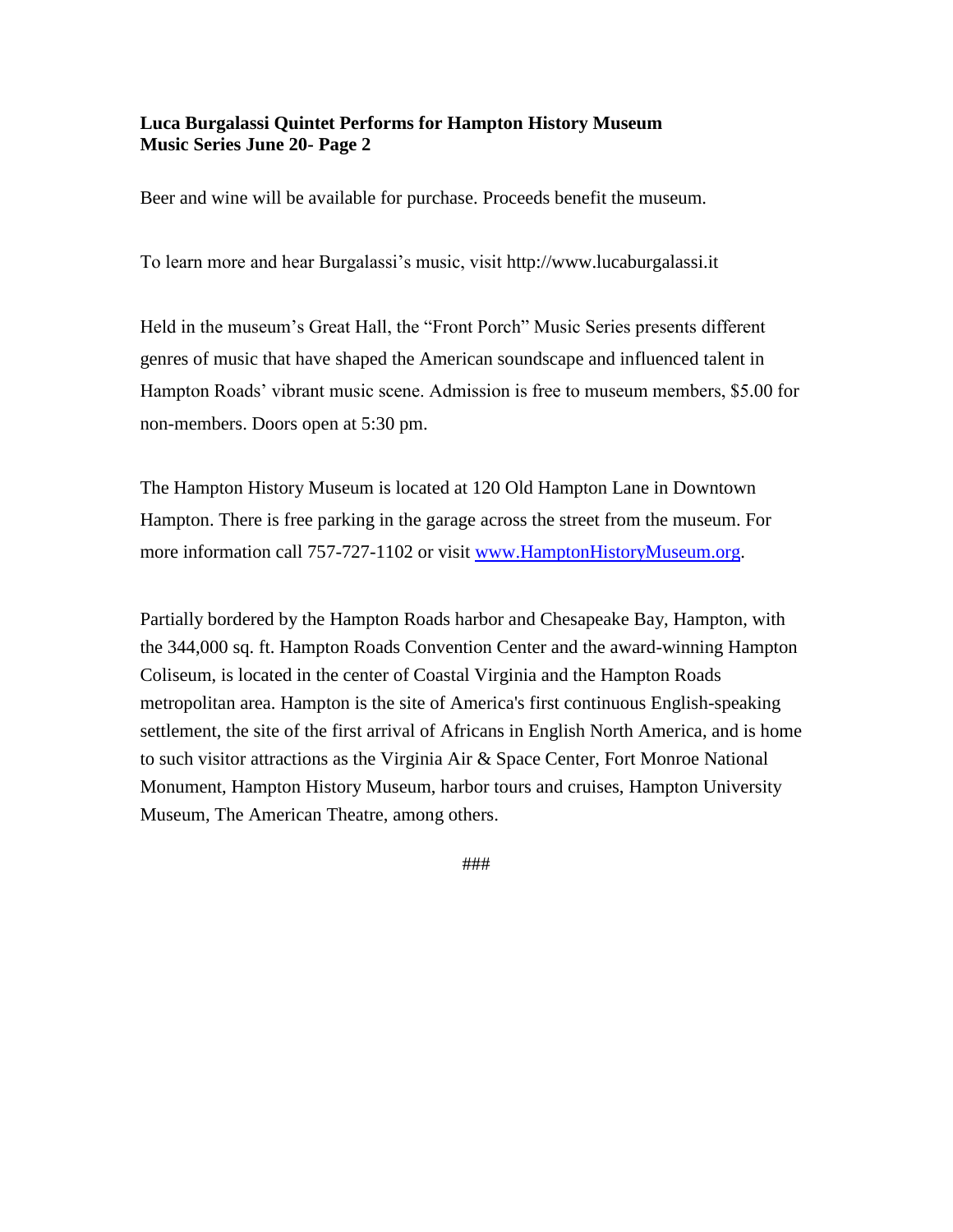**Luca Burgalassi Quintet Performs for Hampton History Museum Music Series June 20- Page 2**

Beer and wine will be available for purchase. Proceeds benefit the museum.

To learn more and hear Burgalassi's music, visit http://www.lucaburgalassi.it

Held in the museum's Great Hall, the "Front Porch" Music Series presents different genres of music that have shaped the American soundscape and influenced talent in Hampton Roads' vibrant music scene. Admission is free to museum members, $5.00 for non-members. Doors open at 5:30 pm.

The Hampton History Museum is located at 120 Old Hampton Lane in Downtown Hampton. There is free parking in the garage across the street from the museum. For more information call 757-727-1102 or visit [www.HamptonHistoryMuseum.org](http://www.HamptonHistoryMuseum.org).

Partially bordered by the Hampton Roads harbor and Chesapeake Bay, Hampton, with the 344,000 sq. ft. Hampton Roads Convention Center and the award-winning Hampton Coliseum, is located in the center of Coastal Virginia and the Hampton Roads metropolitan area. Hampton is the site of America's first continuous English-speaking settlement, the site of the first arrival of Africans in English North America, and is home to such visitor attractions as the Virginia Air & Space Center, Fort Monroe National Monument, Hampton History Museum, harbor tours and cruises, Hampton University Museum, The American Theatre, among others.

###